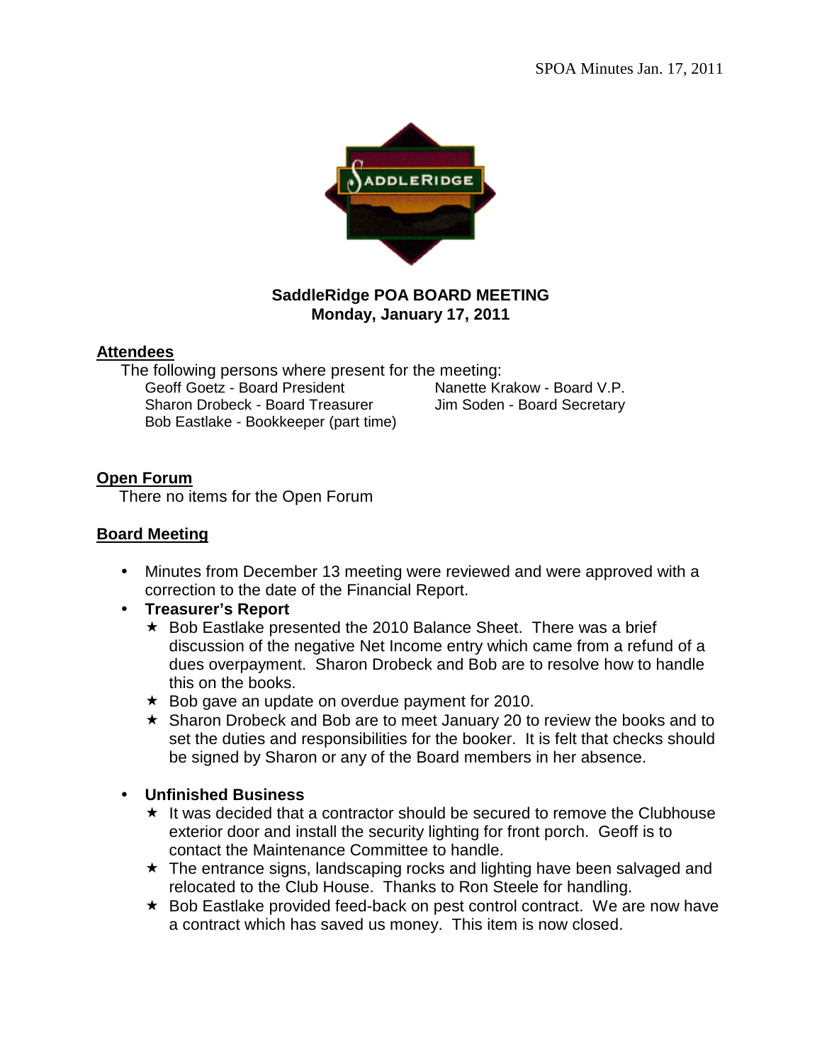# SaddleRidge POA BOARD MEETING
## Monday, January 17, 2011

**Attendees**

The following persons where present for the meeting:

- Geoff Goetz - Board President
- Nanette Krakow - Board V.P.
- Sharon Drobeck - Board Treasurer
- Jim Soden - Board Secretary
- Bob Eastlake - Bookkeeper (part time)

**Open Forum**

There no items for the Open Forum

**Board Meeting**

- Minutes from December 13 meeting were reviewed and were approved with a correction to the date of the Financial Report.
- **Treasurer's Report**
  - ★ Bob Eastlake presented the 2010 Balance Sheet. There was a brief discussion of the negative Net Income entry which came from a refund of a dues overpayment. Sharon Drobeck and Bob are to resolve how to handle this on the books.
  - ★ Bob gave an update on overdue payment for 2010.
  - ★ Sharon Drobeck and Bob are to meet January 20 to review the books and to set the duties and responsibilities for the booker. It is felt that checks should be signed by Sharon or any of the Board members in her absence.
- **Unfinished Business**
  - ★ It was decided that a contractor should be secured to remove the Clubhouse exterior door and install the security lighting for front porch. Geoff is to contact the Maintenance Committee to handle.
  - ★ The entrance signs, landscaping rocks and lighting have been salvaged and relocated to the Club House. Thanks to Ron Steele for handling.
  - ★ Bob Eastlake provided feed-back on pest control contract. We are now have a contract which has saved us money. This item is now closed.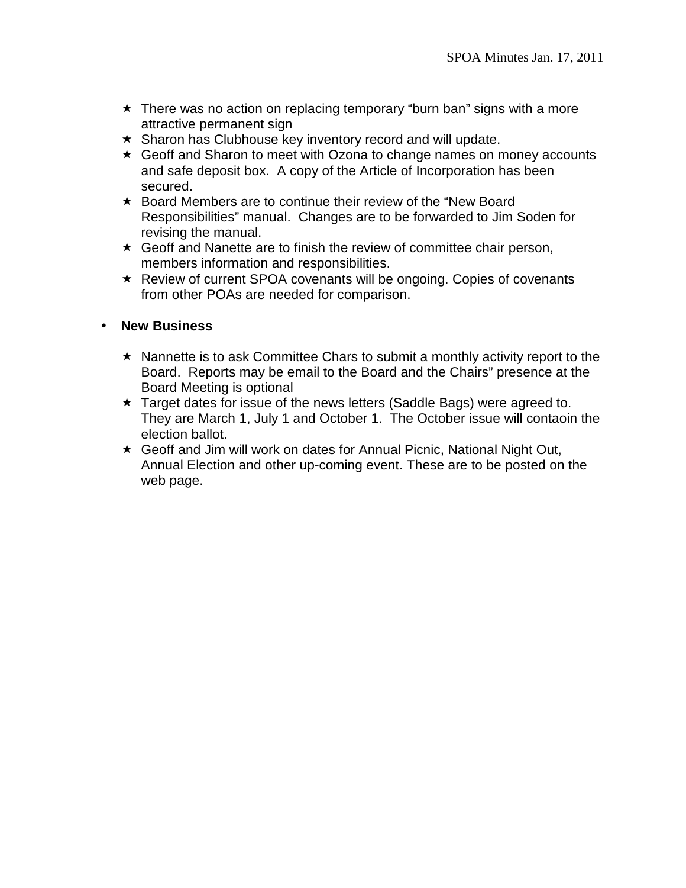- There was no action on replacing temporary "burn ban" signs with a more attractive permanent sign
- Sharon has Clubhouse key inventory record and will update.
- Geoff and Sharon to meet with Ozona to change names on money accounts and safe deposit box. A copy of the Article of Incorporation has been secured.
- Board Members are to continue their review of the "New Board Responsibilities" manual. Changes are to be forwarded to Jim Soden for revising the manual.
- Geoff and Nanette are to finish the review of committee chair person, members information and responsibilities.
- Review of current SPOA covenants will be ongoing. Copies of covenants from other POAs are needed for comparison.

- **New Business**

  - Nannette is to ask Committee Chars to submit a monthly activity report to the Board. Reports may be email to the Board and the Chairs" presence at the Board Meeting is optional
  - Target dates for issue of the news letters (Saddle Bags) were agreed to. They are March 1, July 1 and October 1. The October issue will contaoin the election ballot.
  - Geoff and Jim will work on dates for Annual Picnic, National Night Out, Annual Election and other up-coming event. These are to be posted on the web page.